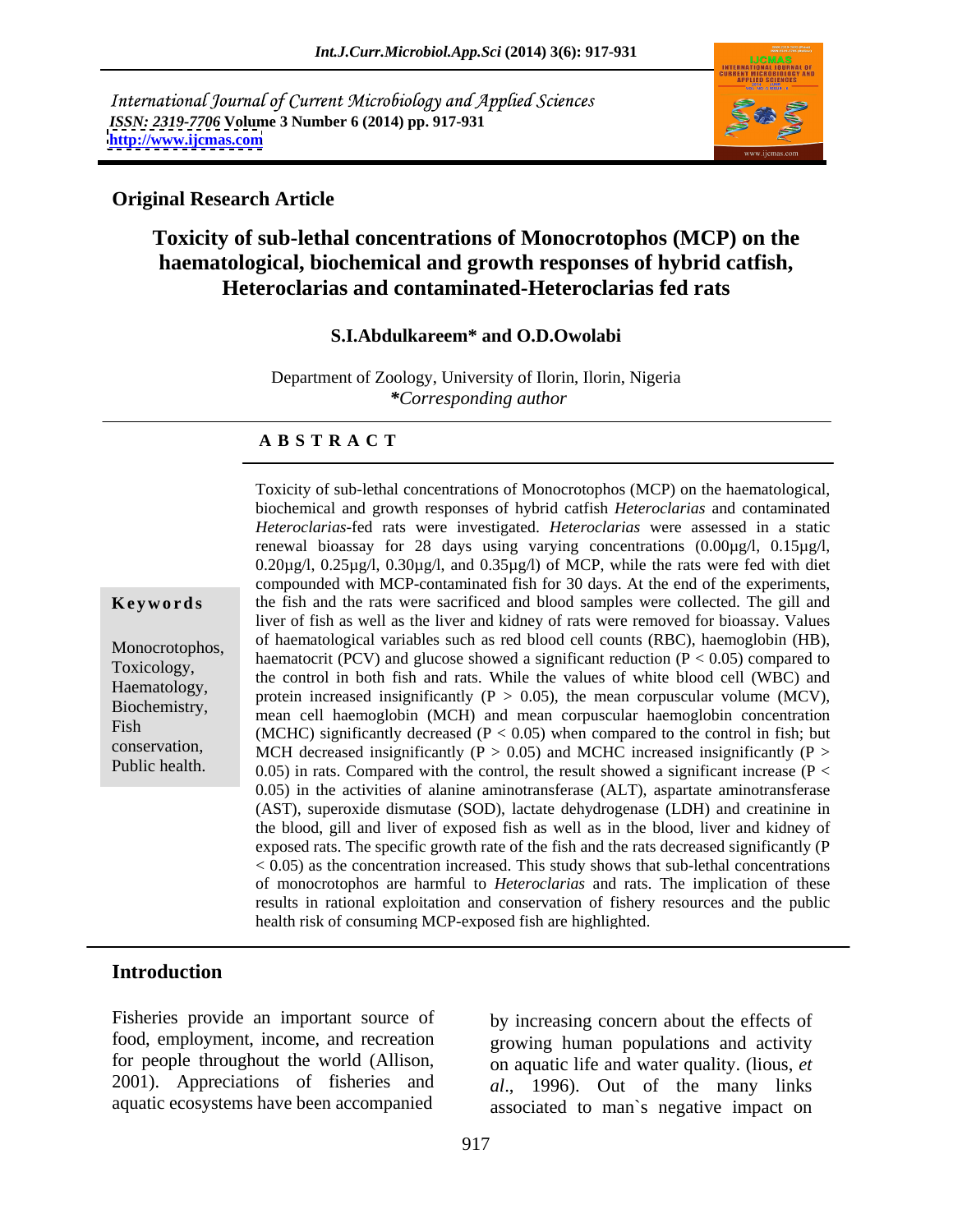International Journal of Current Microbiology and Applied Sciences
*ISSN: 2319-7706* **Volume 3 Number 6 (2014) pp. 917-931**
**http://www.ijcmas.com**

**Original Research Article**

# Toxicity of sub-lethal concentrations of Monocrotophos (MCP) on the haematological, biochemical and growth responses of hybrid catfish, Heteroclarias and contaminated-Heteroclarias fed rats

**S.I.Abdulkareem* and O.D.Owolabi**

Department of Zoology, University of Ilorin, Ilorin, Nigeria
***Corresponding author***

## ABSTRACT

**Keywords**

Monocrotophos, Toxicology, Haematology, Biochemistry, Fish conservation, Public health.

Toxicity of sub-lethal concentrations of Monocrotophos (MCP) on the haematological, biochemical and growth responses of hybrid catfish *Heteroclarias* and contaminated *Heteroclarias*-fed rats were investigated. *Heteroclarias* were assessed in a static renewal bioassay for 28 days using varying concentrations (0.00µg/l, 0.15µg/l, 0.20µg/l, 0.25µg/l, 0.30µg/l, and 0.35µg/l) of MCP, while the rats were fed with diet compounded with MCP-contaminated fish for 30 days. At the end of the experiments, the fish and the rats were sacrificed and blood samples were collected. The gill and liver of fish as well as the liver and kidney of rats were removed for bioassay. Values of haematological variables such as red blood cell counts (RBC), haemoglobin (HB), haematocrit (PCV) and glucose showed a significant reduction ($P < 0.05$) compared to the control in both fish and rats. While the values of white blood cell (WBC) and protein increased insignificantly ($P > 0.05$), the mean corpuscular volume (MCV), mean cell haemoglobin (MCH) and mean corpuscular haemoglobin concentration (MCHC) significantly decreased ($P < 0.05$) when compared to the control in fish; but MCH decreased insignificantly ($P > 0.05$) and MCHC increased insignificantly ($P > 0.05$) in rats. Compared with the control, the result showed a significant increase ($P < 0.05$) in the activities of alanine aminotransferase (ALT), aspartate aminotransferase (AST), superoxide dismutase (SOD), lactate dehydrogenase (LDH) and creatinine in the blood, gill and liver of exposed fish as well as in the blood, liver and kidney of exposed rats. The specific growth rate of the fish and the rats decreased significantly ($P < 0.05$) as the concentration increased. This study shows that sub-lethal concentrations of monocrotophos are harmful to *Heteroclarias* and rats. The implication of these results in rational exploitation and conservation of fishery resources and the public health risk of consuming MCP-exposed fish are highlighted.

## Introduction

Fisheries provide an important source of food, employment, income, and recreation for people throughout the world (Allison, 2001). Appreciations of fisheries and aquatic ecosystems have been accompanied by increasing concern about the effects of growing human populations and activity on aquatic life and water quality. (lious, *et al*., 1996). Out of the many links associated to man`s negative impact on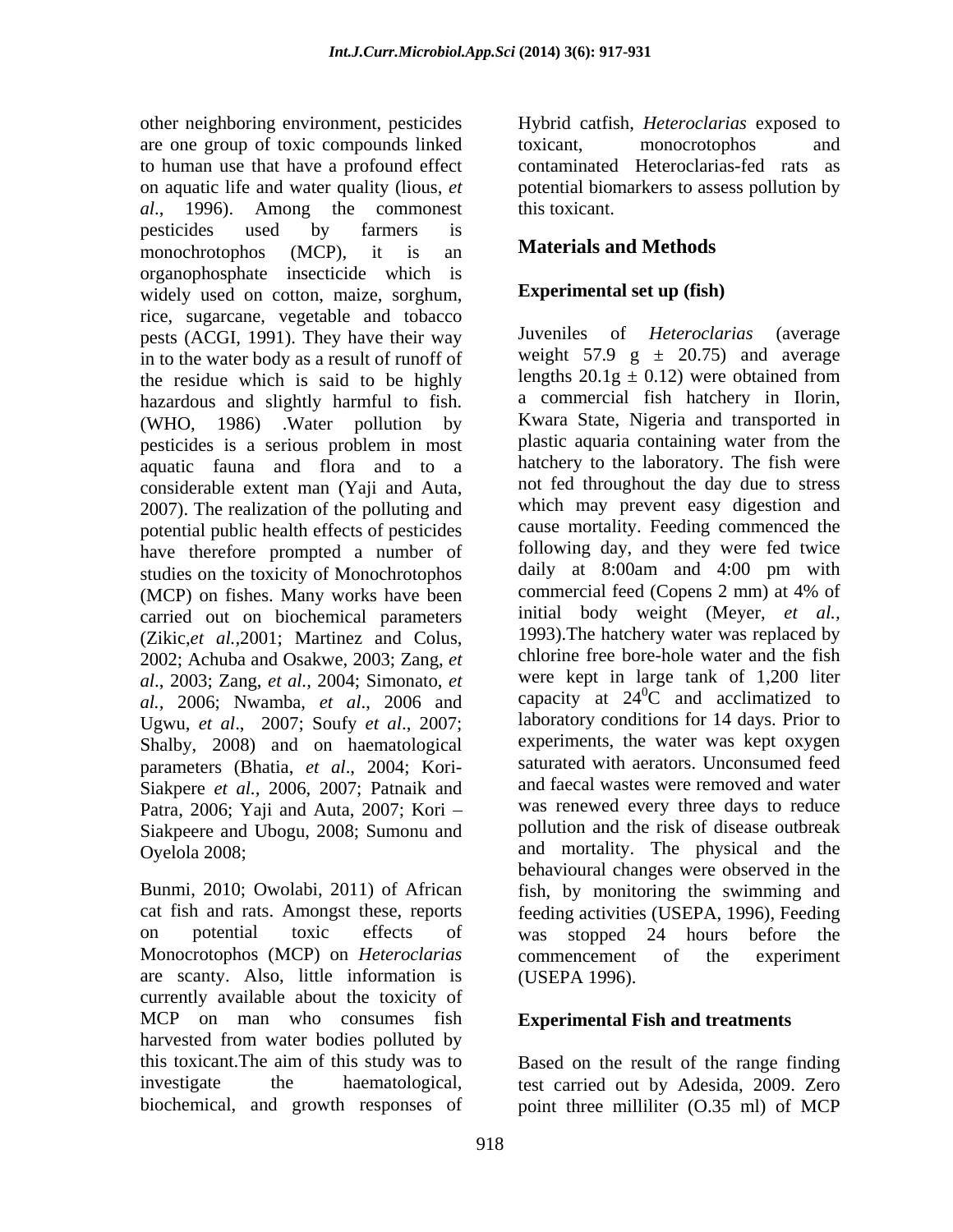other neighboring environment, pesticides are one group of toxic compounds linked to human use that have a profound effect on aquatic life and water quality (lious, *et al*., 1996). Among the commonest pesticides used by farmers is monochrotophos (MCP), it is an organophosphate insecticide which is widely used on cotton, maize, sorghum, rice, sugarcane, vegetable and tobacco pests (ACGI, 1991). They have their way in to the water body as a result of runoff of the residue which is said to be highly hazardous and slightly harmful to fish. (WHO, 1986) .Water pollution by pesticides is a serious problem in most aquatic fauna and flora and to a considerable extent man (Yaji and Auta, 2007). The realization of the polluting and potential public health effects of pesticides have therefore prompted a number of studies on the toxicity of Monochrotophos (MCP) on fishes. Many works have been carried out on biochemical parameters (Zikic,*et al.*,2001; Martinez and Colus, 2002; Achuba and Osakwe, 2003; Zang, *et al*., 2003; Zang, *et al.*, 2004; Simonato, *et al.*, 2006; Nwamba, *et al*., 2006 and Ugwu, *et al*., 2007; Soufy *et al*., 2007; Shalby, 2008) and on haematological parameters (Bhatia, *et al*., 2004; Kori-Siakpere *et al.*, 2006, 2007; Patnaik and Patra, 2006; Yaji and Auta, 2007; Kori – Siakpeere and Ubogu, 2008; Sumonu and Oyelola 2008;

Bunmi, 2010; Owolabi, 2011) of African cat fish and rats. Amongst these, reports on potential toxic effects of Monocrotophos (MCP) on *Heteroclarias* are scanty. Also, little information is currently available about the toxicity of MCP on man who consumes fish harvested from water bodies polluted by this toxicant.The aim of this study was to investigate the haematological, biochemical, and growth responses of Hybrid catfish, *Heteroclarias* exposed to toxicant, monocrotophos and contaminated Heteroclarias-fed rats as potential biomarkers to assess pollution by this toxicant.

## Materials and Methods

### Experimental set up (fish)

Juveniles of *Heteroclarias* (average weight 57.9 g ± 20.75) and average lengths 20.1g ± 0.12) were obtained from a commercial fish hatchery in Ilorin, Kwara State, Nigeria and transported in plastic aquaria containing water from the hatchery to the laboratory. The fish were not fed throughout the day due to stress which may prevent easy digestion and cause mortality. Feeding commenced the following day, and they were fed twice daily at 8:00am and 4:00 pm with commercial feed (Copens 2 mm) at 4% of initial body weight (Meyer, *et al.*, 1993).The hatchery water was replaced by chlorine free bore-hole water and the fish were kept in large tank of 1,200 liter capacity at $24^0$C and acclimatized to laboratory conditions for 14 days. Prior to experiments, the water was kept oxygen saturated with aerators. Unconsumed feed and faecal wastes were removed and water was renewed every three days to reduce pollution and the risk of disease outbreak and mortality. The physical and the behavioural changes were observed in the fish, by monitoring the swimming and feeding activities (USEPA, 1996), Feeding was stopped 24 hours before the commencement of the experiment (USEPA 1996).

### Experimental Fish and treatments

Based on the result of the range finding test carried out by Adesida, 2009. Zero point three milliliter (O.35 ml) of MCP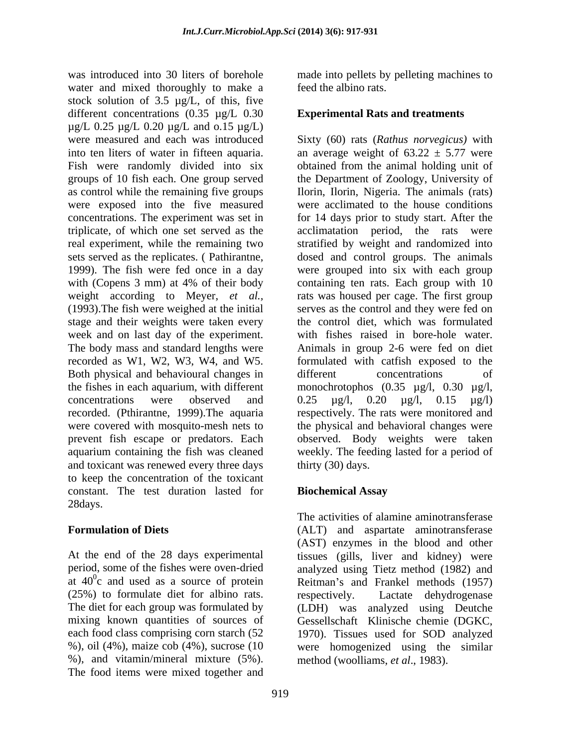was introduced into 30 liters of borehole water and mixed thoroughly to make a stock solution of 3.5 µg/L, of this, five different concentrations (0.35 µg/L 0.30 µg/L 0.25 µg/L 0.20 µg/L and o.15 µg/L) were measured and each was introduced into ten liters of water in fifteen aquaria. Fish were randomly divided into six groups of 10 fish each. One group served as control while the remaining five groups were exposed into the five measured concentrations. The experiment was set in triplicate, of which one set served as the real experiment, while the remaining two sets served as the replicates. ( Pathirantne, 1999). The fish were fed once in a day with (Copens 3 mm) at 4% of their body weight according to Meyer, *et al.,* (1993).The fish were weighed at the initial stage and their weights were taken every week and on last day of the experiment. The body mass and standard lengths were recorded as W1, W2, W3, W4, and W5. Both physical and behavioural changes in the fishes in each aquarium, with different concentrations were observed and recorded. (Pthirantne, 1999).The aquaria were covered with mosquito-mesh nets to prevent fish escape or predators. Each aquarium containing the fish was cleaned and toxicant was renewed every three days to keep the concentration of the toxicant constant. The test duration lasted for 28days.

## Formulation of Diets

At the end of the 28 days experimental period, some of the fishes were oven-dried at $40^0$c and used as a source of protein (25%) to formulate diet for albino rats. The diet for each group was formulated by mixing known quantities of sources of each food class comprising corn starch (52 %), oil (4%), maize cob (4%), sucrose (10 %), and vitamin/mineral mixture (5%). The food items were mixed together and made into pellets by pelleting machines to feed the albino rats.

## Experimental Rats and treatments

Sixty (60) rats (*Rathus norvegicus)* with an average weight of 63.22 ± 5.77 were obtained from the animal holding unit of the Department of Zoology, University of Ilorin, Ilorin, Nigeria. The animals (rats) were acclimated to the house conditions for 14 days prior to study start. After the acclimatation period, the rats were stratified by weight and randomized into dosed and control groups. The animals were grouped into six with each group containing ten rats. Each group with 10 rats was housed per cage. The first group serves as the control and they were fed on the control diet, which was formulated with fishes raised in bore-hole water. Animals in group 2-6 were fed on diet formulated with catfish exposed to the different concentrations of monochrotophos (0.35 µg/l, 0.30 µg/l, 0.25 µg/l, 0.20 µg/l, 0.15 µg/l) respectively. The rats were monitored and the physical and behavioral changes were observed. Body weights were taken weekly. The feeding lasted for a period of thirty (30) days.

## Biochemical Assay

The activities of alamine aminotransferase (ALT) and aspartate aminotransferase (AST) enzymes in the blood and other tissues (gills, liver and kidney) were analyzed using Tietz method (1982) and Reitman's and Frankel methods (1957) respectively. Lactate dehydrogenase (LDH) was analyzed using Deutche Gessellschaft Klinische chemie (DGKC, 1970). Tissues used for SOD analyzed were homogenized using the similar method (woolliams, *et al*., 1983).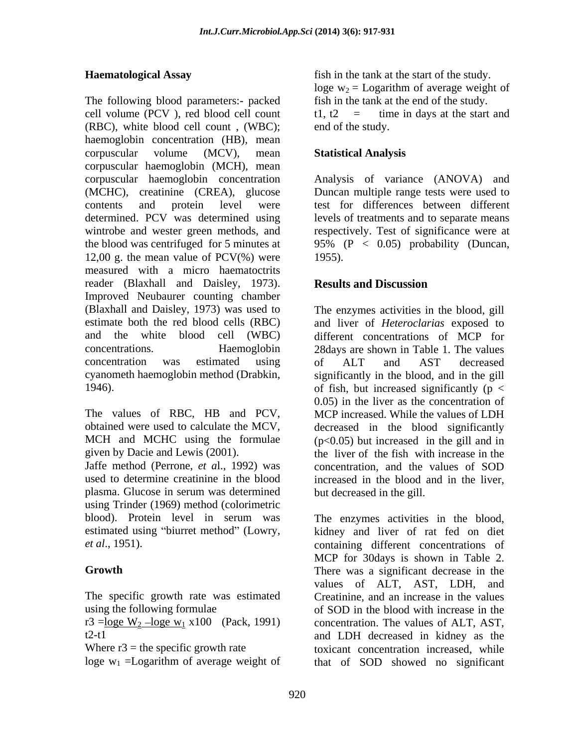**Haematological Assay**

The following blood parameters:- packed cell volume (PCV ), red blood cell count (RBC), white blood cell count , (WBC); haemoglobin concentration (HB), mean corpuscular volume (MCV), mean corpuscular haemoglobin (MCH), mean corpuscular haemoglobin concentration (MCHC), creatinine (CREA), glucose contents and protein level were determined. PCV was determined using wintrobe and wester green methods, and the blood was centrifuged for 5 minutes at 12,00 g. the mean value of PCV(%) were measured with a micro haematoctrits reader (Blaxhall and Daisley, 1973). Improved Neubaurer counting chamber (Blaxhall and Daisley, 1973) was used to estimate both the red blood cells (RBC) and the white blood cell (WBC) concentrations. Haemoglobin concentration was estimated using cyanometh haemoglobin method (Drabkin, 1946).

The values of RBC, HB and PCV, obtained were used to calculate the MCV, MCH and MCHC using the formulae given by Dacie and Lewis (2001).
Jaffe method (Perrone, *et a*l., 1992) was used to determine creatinine in the blood plasma. Glucose in serum was determined using Trinder (1969) method (colorimetric blood). Protein level in serum was estimated using "biurret method" (Lowry, *et al*., 1951).

**Growth**

The specific growth rate was estimated using the following formulae

$$r3 = \frac{\log_e W_2 - \log_e w_1}{t2 - t1} \times 100 \quad \text{(Pack, 1991)}$$

Where r3 = the specific growth rate
$\log_e w_1$ =Logarithm of average weight of fish in the tank at the start of the study.
$\log_e w_2$ = Logarithm of average weight of fish in the tank at the end of the study.
t1, t2 = time in days at the start and end of the study.

**Statistical Analysis**

Analysis of variance (ANOVA) and Duncan multiple range tests were used to test for differences between different levels of treatments and to separate means respectively. Test of significance were at 95% ($P < 0.05$) probability (Duncan, 1955).

**Results and Discussion**

The enzymes activities in the blood, gill and liver of *Heteroclarias* exposed to different concentrations of MCP for 28days are shown in Table 1. The values of ALT and AST decreased significantly in the blood, and in the gill of fish, but increased significantly ($p < 0.05$) in the liver as the concentration of MCP increased. While the values of LDH decreased in the blood significantly ($p<0.05$) but increased in the gill and in the liver of the fish with increase in the concentration, and the values of SOD increased in the blood and in the liver, but decreased in the gill.

The enzymes activities in the blood, kidney and liver of rat fed on diet containing different concentrations of MCP for 30days is shown in Table 2. There was a significant decrease in the values of ALT, AST, LDH, and Creatinine, and an increase in the values of SOD in the blood with increase in the concentration. The values of ALT, AST, and LDH decreased in kidney as the toxicant concentration increased, while that of SOD showed no significant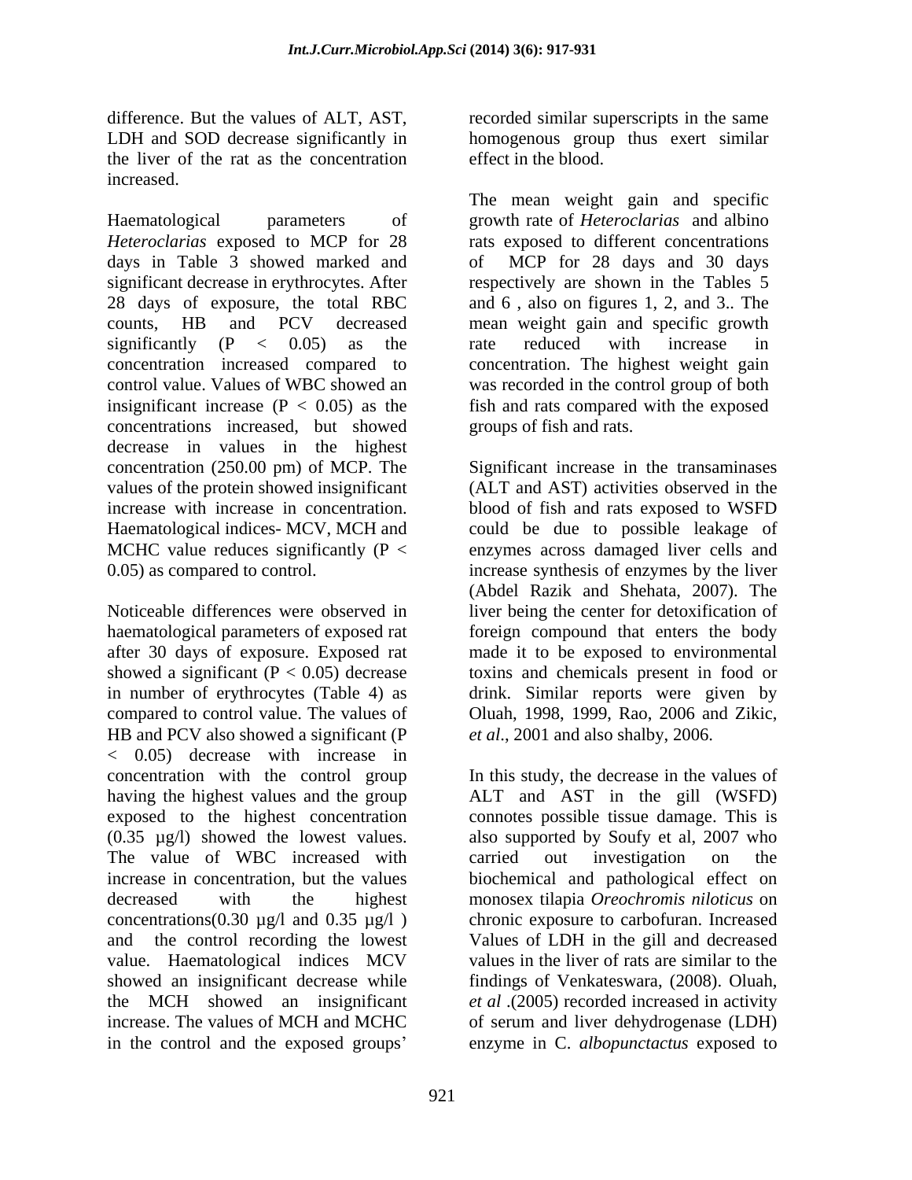difference. But the values of ALT, AST, LDH and SOD decrease significantly in the liver of the rat as the concentration increased.

Haematological parameters of *Heteroclarias* exposed to MCP for 28 days in Table 3 showed marked and significant decrease in erythrocytes. After 28 days of exposure, the total RBC counts, HB and PCV decreased significantly ($P < 0.05$) as the concentration increased compared to control value. Values of WBC showed an insignificant increase ($P < 0.05$) as the concentrations increased, but showed decrease in values in the highest concentration (250.00 pm) of MCP. The values of the protein showed insignificant increase with increase in concentration. Haematological indices- MCV, MCH and MCHC value reduces significantly ($P < 0.05$) as compared to control.

Noticeable differences were observed in haematological parameters of exposed rat after 30 days of exposure. Exposed rat showed a significant ($P < 0.05$) decrease in number of erythrocytes (Table 4) as compared to control value. The values of HB and PCV also showed a significant ($P < 0.05$) decrease with increase in concentration with the control group having the highest values and the group exposed to the highest concentration (0.35 µg/l) showed the lowest values. The value of WBC increased with increase in concentration, but the values decreased with the highest concentrations(0.30 µg/l and 0.35 µg/l ) and the control recording the lowest value. Haematological indices MCV showed an insignificant decrease while the MCH showed an insignificant increase. The values of MCH and MCHC in the control and the exposed groups' recorded similar superscripts in the same homogenous group thus exert similar effect in the blood.

The mean weight gain and specific growth rate of *Heteroclarias* and albino rats exposed to different concentrations of MCP for 28 days and 30 days respectively are shown in the Tables 5 and 6 , also on figures 1, 2, and 3.. The mean weight gain and specific growth rate reduced with increase in concentration. The highest weight gain was recorded in the control group of both fish and rats compared with the exposed groups of fish and rats.

Significant increase in the transaminases (ALT and AST) activities observed in the blood of fish and rats exposed to WSFD could be due to possible leakage of enzymes across damaged liver cells and increase synthesis of enzymes by the liver (Abdel Razik and Shehata, 2007). The liver being the center for detoxification of foreign compound that enters the body made it to be exposed to environmental toxins and chemicals present in food or drink. Similar reports were given by Oluah, 1998, 1999, Rao, 2006 and Zikic, *et al*., 2001 and also shalby, 2006.

In this study, the decrease in the values of ALT and AST in the gill (WSFD) connotes possible tissue damage. This is also supported by Soufy et al, 2007 who carried out investigation on the biochemical and pathological effect on monosex tilapia *Oreochromis niloticus* on chronic exposure to carbofuran. Increased Values of LDH in the gill and decreased values in the liver of rats are similar to the findings of Venkateswara, (2008). Oluah, *et al* .(2005) recorded increased in activity of serum and liver dehydrogenase (LDH) enzyme in C. *albopunctactus* exposed to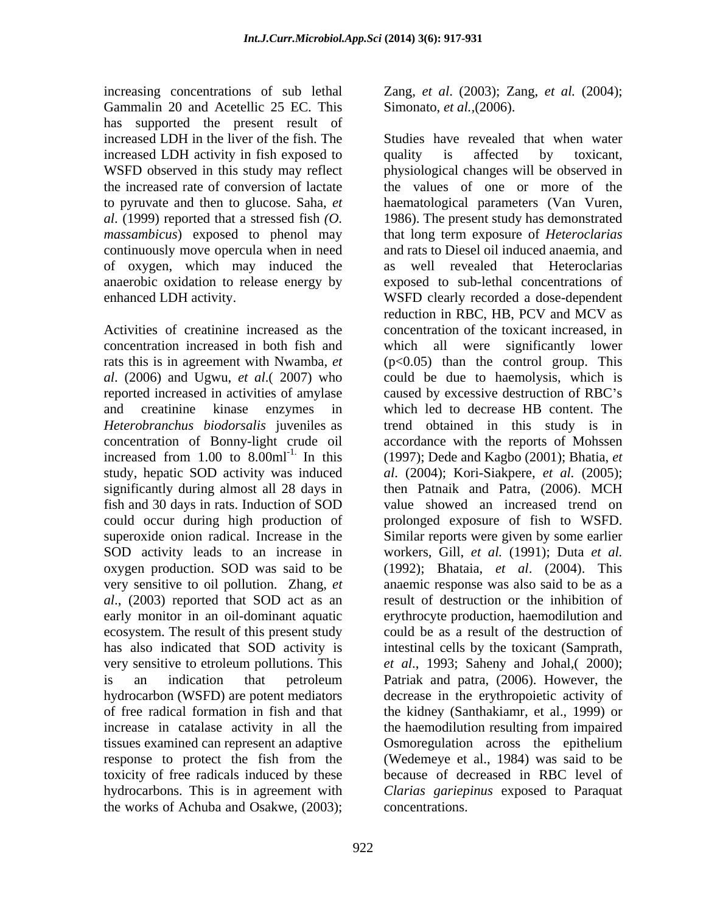increasing concentrations of sub lethal Gammalin 20 and Acetellic 25 EC. This has supported the present result of increased LDH in the liver of the fish. The increased LDH activity in fish exposed to WSFD observed in this study may reflect the increased rate of conversion of lactate to pyruvate and then to glucose. Saha, *et al*. (1999) reported that a stressed fish *(O. massambicus*) exposed to phenol may continuously move opercula when in need of oxygen, which may induced the anaerobic oxidation to release energy by enhanced LDH activity.

Activities of creatinine increased as the concentration increased in both fish and rats this is in agreement with Nwamba, *et al*. (2006) and Ugwu, *et al*.( 2007) who reported increased in activities of amylase and creatinine kinase enzymes in *Heterobranchus biodorsalis* juveniles as concentration of Bonny-light crude oil increased from 1.00 to 8.00ml$^{-1.}$ In this study, hepatic SOD activity was induced significantly during almost all 28 days in fish and 30 days in rats. Induction of SOD could occur during high production of superoxide onion radical. Increase in the SOD activity leads to an increase in oxygen production. SOD was said to be very sensitive to oil pollution. Zhang, *et al*., (2003) reported that SOD act as an early monitor in an oil-dominant aquatic ecosystem. The result of this present study has also indicated that SOD activity is very sensitive to etroleum pollutions. This is an indication that petroleum hydrocarbon (WSFD) are potent mediators of free radical formation in fish and that increase in catalase activity in all the tissues examined can represent an adaptive response to protect the fish from the toxicity of free radicals induced by these hydrocarbons. This is in agreement with the works of Achuba and Osakwe, (2003); Zang, *et al*. (2003); Zang, *et al.* (2004); Simonato, *et al.*,(2006).

Studies have revealed that when water quality is affected by toxicant, physiological changes will be observed in the values of one or more of the haematological parameters (Van Vuren, 1986). The present study has demonstrated that long term exposure of *Heteroclarias* and rats to Diesel oil induced anaemia, and as well revealed that Heteroclarias exposed to sub-lethal concentrations of WSFD clearly recorded a dose-dependent reduction in RBC, HB, PCV and MCV as concentration of the toxicant increased, in which all were significantly lower ($p<0.05$) than the control group. This could be due to haemolysis, which is caused by excessive destruction of RBC's which led to decrease HB content. The trend obtained in this study is in accordance with the reports of Mohssen (1997); Dede and Kagbo (2001); Bhatia, *et al.* (2004); Kori-Siakpere, *et al.* (2005); then Patnaik and Patra, (2006). MCH value showed an increased trend on prolonged exposure of fish to WSFD. Similar reports were given by some earlier workers, Gill, *et al.* (1991); Duta *et al.* (1992); Bhataia, *et al*. (2004). This anaemic response was also said to be as a result of destruction or the inhibition of erythrocyte production, haemodilution and could be as a result of the destruction of intestinal cells by the toxicant (Samprath, *et al*., 1993; Saheny and Johal,( 2000); Patriak and patra, (2006). However, the decrease in the erythropoietic activity of the kidney (Santhakiamr, et al., 1999) or the haemodilution resulting from impaired Osmoregulation across the epithelium (Wedemeye et al., 1984) was said to be because of decreased in RBC level of *Clarias gariepinus* exposed to Paraquat concentrations.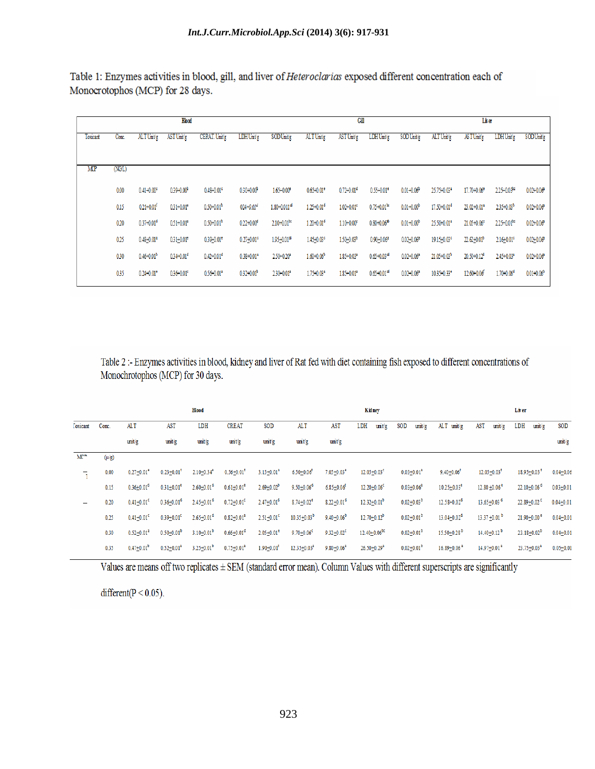Table 1: Enzymes activities in blood, gill, and liver of *Heteroclarias* exposed different concentration each of Monocrotophos (MCP) for 28 days.

| Toxicant | Conc. | Blood | | | | | Gill | | | | Liver | | | |
|---|---|---|---|---|---|---|---|---|---|---|---|---|---|---|
| | | ALT Unit/g | AST Unit/g | CERAT. Unit/g | LDH Unit/g | SOD Unit/g | ALT Unit/g | AST Unit/g | LDH Unit/g | SOD Unit/g | ALT Unit/g | AST Unit/g | LDH Unit/g | SOD Unit/g |
| MCP | (NG/L) | | | | | | | | | | | | | |
| | 0.00 | 0.41±0.00[c] | 0.39±0.00[a] | 0.48±0.01[c] | 0.30±0.00[b] | 1.65±0.00[e] | 0.65±0.01[e] | 0.72±0.01[d] | 0.55±0.01[e] | 0.01±0.06[b] | 25.75±0.03[a] | 17.70±0.06[e] | 2.25±0.03[bc] | 0.02±0.06[a] |
| | 0.15 | 0.21±0.01[f] | 0.31±0.01[e] | 0.50±0.01[b] | 0.24±0.01[d] | 1.80±0.011[d] | 1.25±0.01[d] | 1.02±0.01[c] | 0.75±0.01[bc] | 0.01±0.00[b] | 17.50±0.01[d] | 23.02±0.01[a] | 2.35±0.03[b] | 0.02±0.06[a] |
| | 0.20 | 0.37±0.01[d] | 0.51±0.01[a] | 0.50±0.01[b] | 0.22±0.00[e] | 2.10±0.01[bc] | 1.20±0.01[d] | 1.10±0.00[c] | 0.80±0.06[ab] | 0.01±0.00[b] | 25.50±0.01[a] | 21.05±0.06[c] | 2.25±0.01[bc] | 0.02±0.06[a] |
| | 0.25 | 0.48±0.01[a] | 0.31±0.01[e] | 0.39±0.01[e] | 0.27±0.01[c] | 1.95±0.01[cd] | 1.45±0.03[c] | 1.50±0.03[b] | 0.90±0.06[a] | 0.02±0.06[a] | 19.15±0.03[c] | 22.62±0.01[b] | 2.16±0.01[c] | 0.02±0.06[a] |
| | 0.30 | 0.46±0.01[b] | 0.34±0.01[d] | 0.42±0.01[d] | 0.38±0.01[a] | 2.50±0.20[a] | 1.60±0.06[b] | 1.85±0.03[a] | 0.65±0.03[cd] | 0.02±0.06[a] | 21.05±0.03[b] | 20.50±0.12[d] | 2.45±0.03[a] | 0.02±0.06[a] |
| | 0.35 | 0.24±0.01[e] | 0.36±0.01[c] | 0.56±0.01[a] | 0.32±0.01[b] | 2.30±0.01[a] | 1.75±0.03[a] | 1.85±0.01[a] | 0.65±0.01[cd] | 0.02±0.06[a] | 10.35±0.33[e] | 12.60±0.06[f] | 1.70±0.06[d] | 0.01±0.06[b] |

Table 2 :- Enzymes activities in blood, kidney and liver of Rat fed with diet containing fish exposed to different concentrations of Monochrotophos (MCP) for 30 days.

| Toxicant | Conc. | Blood | | | | | Kidney | | | | Liver | | | |
|---|---|---|---|---|---|---|---|---|---|---|---|---|---|---|
| | | ALT unit/g | AST unit/g | LDH unit/g | CREAT unit/g | SOD unit/g | ALT unit/g | AST unit/g | LDH unit/g | SOD unit/g | ALT unit/g | AST unit/g | LDH unit/g | SOD unit/g |
| MCP | (μg) | | | | | | | | | | | | | |
| | 0.00 | 0.27±0.01[e] | 0.23±0.01[f] | 2.10±0.34[e] | 0.56±0.01[f] | 3.15±0.01[a] | 6.50±0.06[f] | 7.05±0.03[e] | 12.05±0.03[c] | 0.03±0.01[a] | 9.40±0.06[f] | 12.05±0.03[f] | 18.95±0.03[f] | 0.04±0.06 |
| | 0.15 | 0.36±0.01[d] | 0.31±0.01[e] | 2.60±0.01[c] | 0.61±0.01[e] | 2.69±0.02[b] | 9.50±0.06[d] | 6.85±0.06[f] | 12.20±0.06[c] | 0.03±0.06[a] | 10.25±0.03[e] | 12.80±0.06[e] | 22.10±0.06[d] | 0.03±0.01 |
| | 0.20 | 0.41±0.01[c] | 0.36±0.01[d] | 2.45±0.01[d] | 0.72±0.01[c] | 2.47±0.01[d] | 8.74±0.02[e] | 8.22±0.01[d] | 12.32±0.01[b] | 0.02±0.03[b] | 12.58±0.02[d] | 13.65±0.03[d] | 22.89±0.02[c] | 0.04±0.01 |
| | 0.25 | 0.41±0.01[c] | 0.39±0.01[c] | 2.65±0.01[c] | 0.82±0.01[a] | 2.51±0.01[c] | 10.35±0.03[b] | 9.40±0.06[b] | 12.70±0.12[b] | 0.02±0.01[b] | 13.04±0.02[c] | 13.37±0.01[b] | 21.90±0.00[e] | 0.04±0.01 |
| | 0.30 | 0.52±0.01[a] | 0.50±0.01[b] | 3.10±0.01[b] | 0.66±0.01[d] | 2.05±0.01[e] | 9.70±0.06[c] | 9.32±0.02[c] | 12.40±0.06[bc] | 0.02±0.01[b] | 15.50±0.28[b] | 14.40±0.12[b] | 23.18±0.02[b] | 0.04±0.01 |
| | 0.35 | 0.47±0.01[b] | 0.52±0.01[a] | 3.25±0.01[b] | 0.75±0.01[a] | 1.90±0.01[f] | 12.35±0.03[a] | 9.80±0.06[a] | 26.50±0.29[a] | 0.02±0.01[b] | 16.89±0.06[a] | 14.97±0.01[a] | 23.75±0.03[a] | 0.05±0.01 |

Values are means off two replicates ± SEM (standard error mean). Column Values with different superscripts are significantly different($P < 0.05$).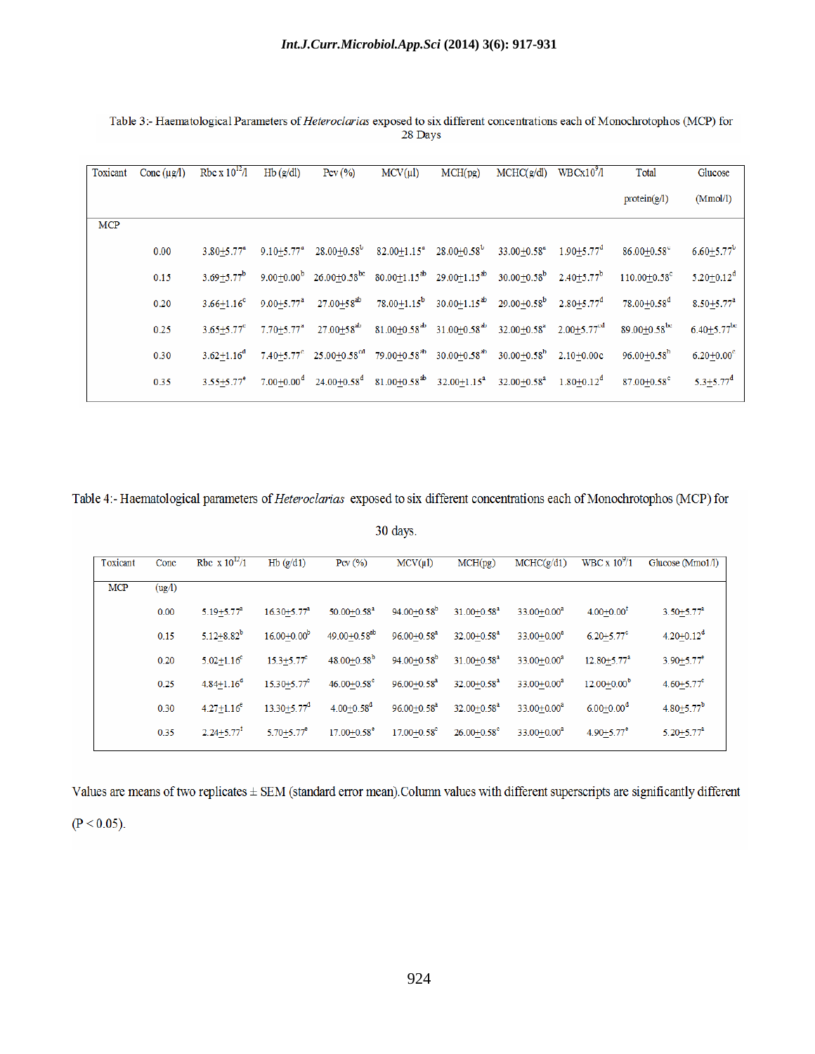Table 3:- Haematological Parameters of *Heteroclarias* exposed to six different concentrations each of Monochrotophos (MCP) for 28 Days

| Toxicant | Conc (μg/l) | Rbc x $10^{12}$/l | Hb (g/dl) | Pcv (%) | MCV(μl) | MCH(pg) | MCHC(g/dl) | WBCx$10^9$/l | Total protein(g/l) | Glucose (Mmol/l) |
|---|---|---|---|---|---|---|---|---|---|---|
| MCP | | | | | | | | | | |
| | 0.00 | 3.80±5.77$^a$ | 9.10±5.77$^a$ | 28.00±0.58$^b$ | 82.00±1.15$^a$ | 28.00±0.58$^b$ | 33.00±0.58$^a$ | 1.90±5.77$^d$ | 86.00±0.58$^c$ | 6.60±5.77$^b$ |
| | 0.15 | 3.69±5.77$^b$ | 9.00±0.00$^b$ | 26.00±0.58$^{bc}$ | 80.00±1.15$^{ab}$ | 29.00±1.15$^{ab}$ | 30.00±0.58$^b$ | 2.40±5.77$^b$ | 110.00±0.58$^c$ | 5.20±0.12$^d$ |
| | 0.20 | 3.66±1.16$^c$ | 9.00±5.77$^a$ | 27.00±58$^{ab}$ | 78.00±1.15$^b$ | 30.00±1.15$^{ab}$ | 29.00±0.58$^b$ | 2.80±5.77$^d$ | 78.00±0.58$^d$ | 8.50±5.77$^a$ |
| | 0.25 | 3.65±5.77$^c$ | 7.70±5.77$^a$ | 27.00±58$^{ab}$ | 81.00±0.58$^{ab}$ | 31.00±0.58$^{ab}$ | 32.00±0.58$^a$ | 2.00±5.77$^{cd}$ | 89.00±0.58$^{bc}$ | 6.40±5.77$^{bc}$ |
| | 0.30 | 3.62±1.16$^d$ | 7.40±5.77$^c$ | 25.00±0.58$^{cd}$ | 79.00±0.58$^{ab}$ | 30.00±0.58$^{ab}$ | 30.00±0.58$^b$ | 2.10±0.00c | 96.00±0.58$^b$ | 6.20±0.00$^c$ |
| | 0.35 | 3.55±5.77$^e$ | 7.00±0.00$^d$ | 24.00±0.58$^d$ | 81.00±0.58$^{ab}$ | 32.00±1.15$^a$ | 32.00±0.58$^a$ | 1.80±0.12$^d$ | 87.00±0.58$^c$ | 5.3±5.77$^d$ |

Table 4:- Haematological parameters of *Heteroclarias* exposed to six different concentrations each of Monochrotophos (MCP) for 30 days.

| Toxicant | Conc (ug/l) | Rbc x $10^{12}$/1 | Hb (g/d1) | Pcv (%) | MCV(μl) | MCH(pg) | MCHC(g/d1) | WBC x $10^9$/1 | Glucose (Mmo1/l) |
|---|---|---|---|---|---|---|---|---|---|
| MCP | | | | | | | | | |
| | 0.00 | 5.19±5.77$^a$ | 16.30±5.77$^a$ | 50.00±0.58$^a$ | 94.00±0.58$^b$ | 31.00±0.58$^a$ | 33.00±0.00$^a$ | 4.00±0.00$^f$ | 3.50±5.77$^a$ |
| | 0.15 | 5.12±8.82$^b$ | 16.00±0.00$^b$ | 49.00±0.58$^{ab}$ | 96.00±0.58$^a$ | 32.00±0.58$^a$ | 33.00±0.00$^a$ | 6.20±5.77$^c$ | 4.20±0.12$^d$ |
| | 0.20 | 5.02±1.16$^c$ | 15.3±5.77$^c$ | 48.00±0.58$^b$ | 94.00±0.58$^b$ | 31.00±0.58$^a$ | 33.00±0.00$^a$ | 12.80±5.77$^a$ | 3.90±5.77$^e$ |
| | 0.25 | 4.84±1.16$^d$ | 15.30±5.77$^c$ | 46.00±0.58$^c$ | 96.00±0.58$^a$ | 32.00±0.58$^a$ | 33.00±0.00$^a$ | 12.00±0.00$^b$ | 4.60±5.77$^c$ |
| | 0.30 | 4.27±1.16$^e$ | 13.30±5.77$^d$ | 4.00±0.58$^d$ | 96.00±0.58$^a$ | 32.00±0.58$^a$ | 33.00±0.00$^a$ | 6.00±0.00$^d$ | 4.80±5.77$^b$ |
| | 0.35 | 2.24±5.77$^f$ | 5.70±5.77$^e$ | 17.00±0.58$^e$ | 17.00±0.58$^c$ | 26.00±0.58$^c$ | 33.00±0.00$^a$ | 4.90±5.77$^e$ | 5.20±5.77$^a$ |

Values are means of two replicates ± SEM (standard error mean).Column values with different superscripts are significantly different ($P < 0.05$).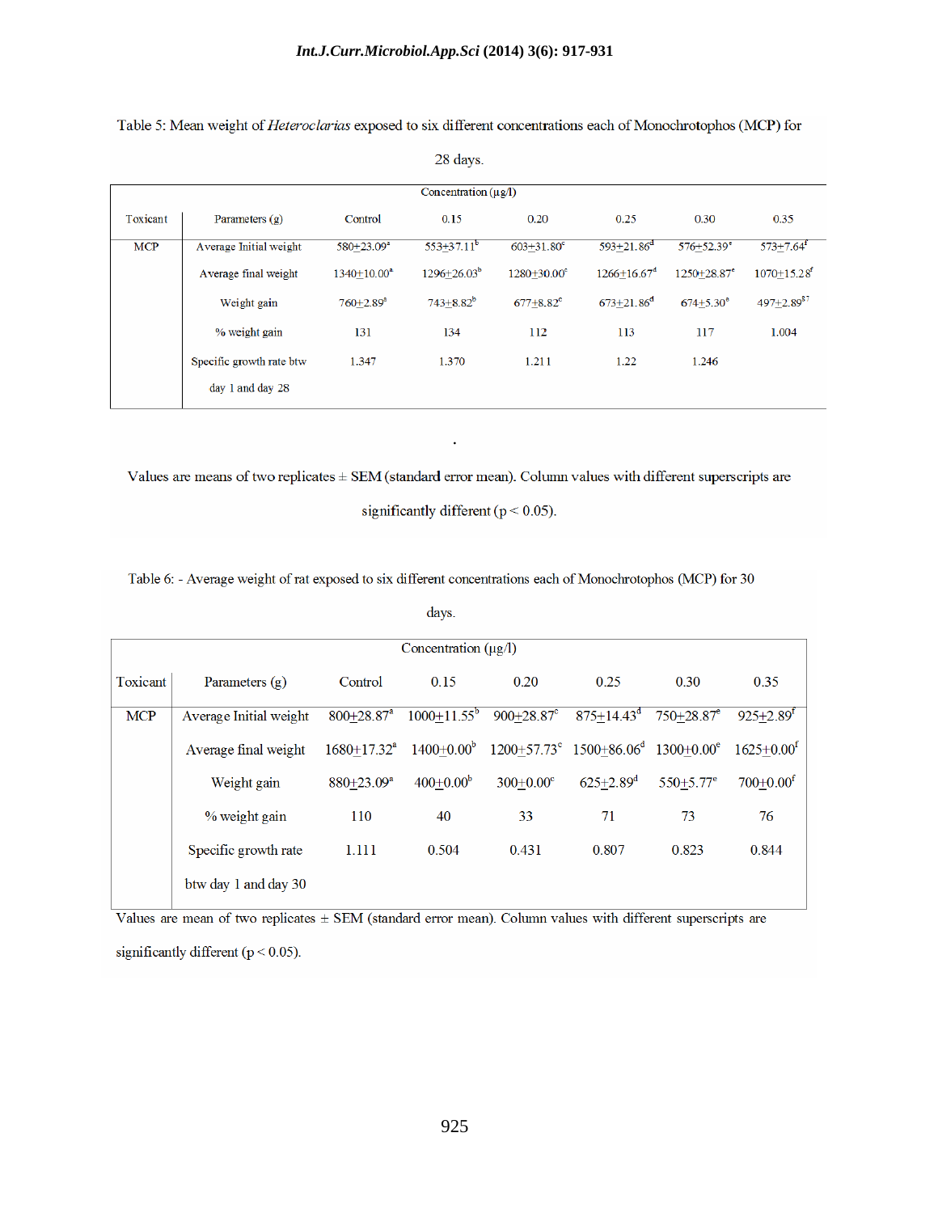Table 5: Mean weight of *Heteroclarias* exposed to six different concentrations each of Monochrotophos (MCP) for 28 days.

| Toxicant | Parameters (g) | Concentration (µg/l) | | | | | |
|---|---|---|---|---|---|---|---|
| | | Control | 0.15 | 0.20 | 0.25 | 0.30 | 0.35 |
| MCP | Average Initial weight | 580±23.09[a] | 553±37.11[b] | 603±31.80[c] | 593±21.86[d] | 576±52.39[e] | 573±7.64[f] |
| | Average final weight | 1340±10.00[a] | 1296±26.03[b] | 1280±30.00[c] | 1266±16.67[d] | 1250±28.87[e] | 1070±15.28[f] |
| | Weight gain | 760±2.89[a] | 743±8.82[b] | 677±8.82[c] | 673±21.86[d] | 674±5.30[e] | 497±2.89[87] |
| | % weight gain | 131 | 134 | 112 | 113 | 117 | 1.004 |
| | Specific growth rate btw day 1 and day 28 | 1.347 | 1.370 | 1.211 | 1.22 | 1.246 | |

Values are means of two replicates ± SEM (standard error mean). Column values with different superscripts are significantly different ($p < 0.05$).

Table 6: - Average weight of rat exposed to six different concentrations each of Monochrotophos (MCP) for 30 days.

| Toxicant | Parameters (g) | Concentration (µg/l) | | | | | |
|---|---|---|---|---|---|---|---|
| | | Control | 0.15 | 0.20 | 0.25 | 0.30 | 0.35 |
| MCP | Average Initial weight | 800±28.87[a] | 1000±11.55[b] | 900±28.87[c] | 875±14.43[d] | 750±28.87[e] | 925±2.89[f] |
| | Average final weight | 1680±17.32[a] | 1400±0.00[b] | 1200±57.73[c] | 1500±86.06[d] | 1300±0.00[e] | 1625±0.00[f] |
| | Weight gain | 880±23.09[a] | 400±0.00[b] | 300±0.00[c] | 625±2.89[d] | 550±5.77[e] | 700±0.00[f] |
| | % weight gain | 110 | 40 | 33 | 71 | 73 | 76 |
| | Specific growth rate btw day 1 and day 30 | 1.111 | 0.504 | 0.431 | 0.807 | 0.823 | 0.844 |

Values are mean of two replicates ± SEM (standard error mean). Column values with different superscripts are significantly different ($p < 0.05$).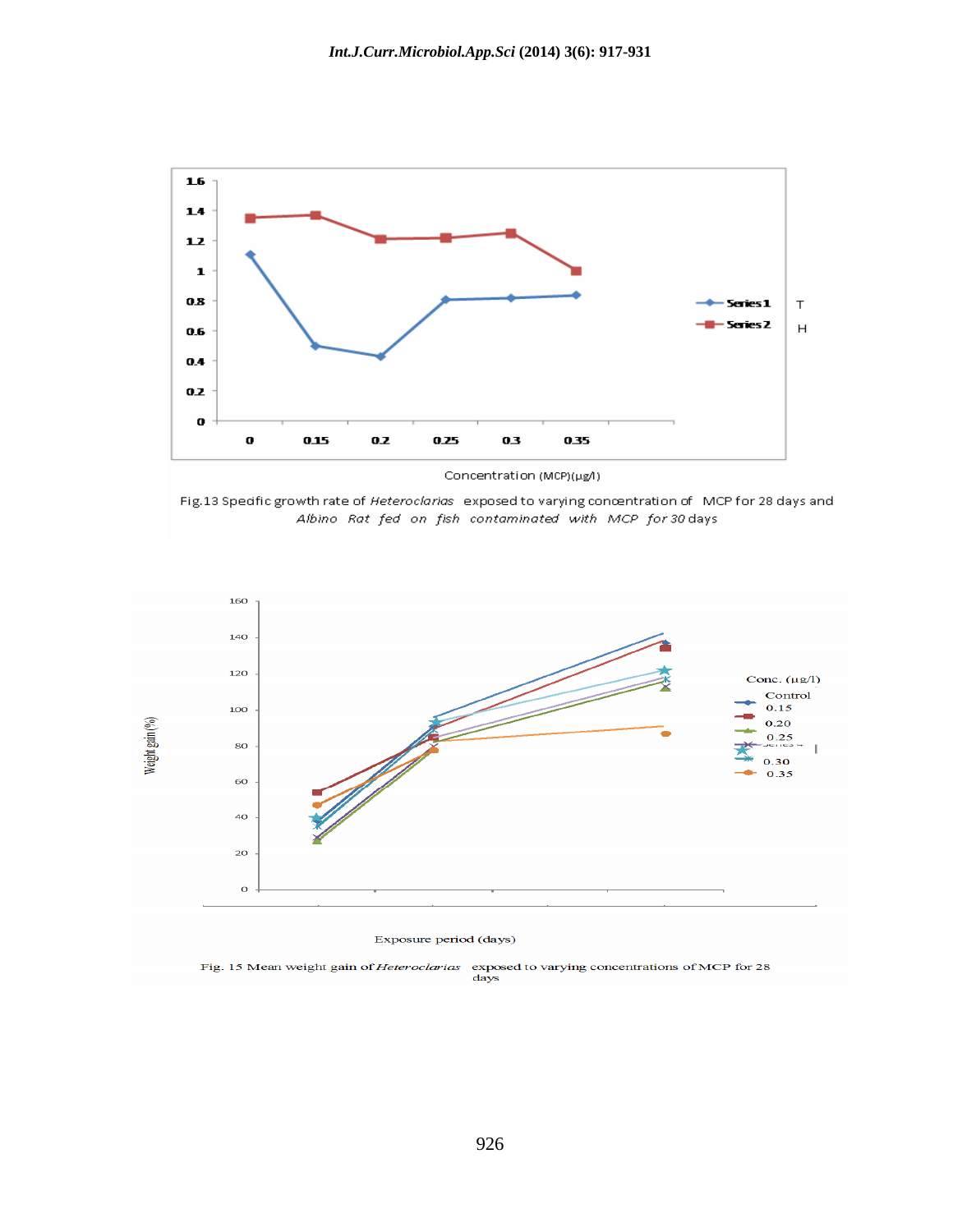Fig.13 Specific growth rate of *Heteroclarias* exposed to varying concentration of MCP for 28 days and *Albino Rat fed on fish contaminated with MCP for 30* days

Fig. 15 Mean weight gain of *Heteroclarias* exposed to varying concentrations of MCP for 28 days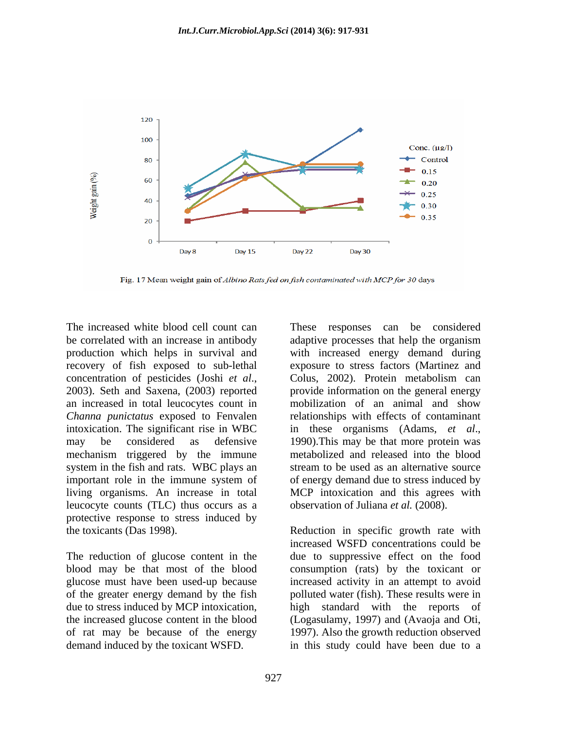Fig. 17 Mean weight gain of *Albino Rats fed on fish contaminated with MCP for 30* days

The increased white blood cell count can be correlated with an increase in antibody production which helps in survival and recovery of fish exposed to sub-lethal concentration of pesticides (Joshi *et al*., 2003). Seth and Saxena, (2003) reported an increased in total leucocytes count in *Channa punictatus* exposed to Fenvalen intoxication. The significant rise in WBC may be considered as defensive mechanism triggered by the immune system in the fish and rats. WBC plays an important role in the immune system of living organisms. An increase in total leucocyte counts (TLC) thus occurs as a protective response to stress induced by the toxicants (Das 1998).

The reduction of glucose content in the blood may be that most of the blood glucose must have been used-up because of the greater energy demand by the fish due to stress induced by MCP intoxication, the increased glucose content in the blood of rat may be because of the energy demand induced by the toxicant WSFD.

These responses can be considered adaptive processes that help the organism with increased energy demand during exposure to stress factors (Martinez and Colus, 2002). Protein metabolism can provide information on the general energy mobilization of an animal and show relationships with effects of contaminant in these organisms (Adams, *et al*., 1990).This may be that more protein was metabolized and released into the blood stream to be used as an alternative source of energy demand due to stress induced by MCP intoxication and this agrees with observation of Juliana *et al.* (2008).

Reduction in specific growth rate with increased WSFD concentrations could be due to suppressive effect on the food consumption (rats) by the toxicant or increased activity in an attempt to avoid polluted water (fish). These results were in high standard with the reports of (Logasulamy, 1997) and (Avaoja and Oti, 1997). Also the growth reduction observed in this study could have been due to a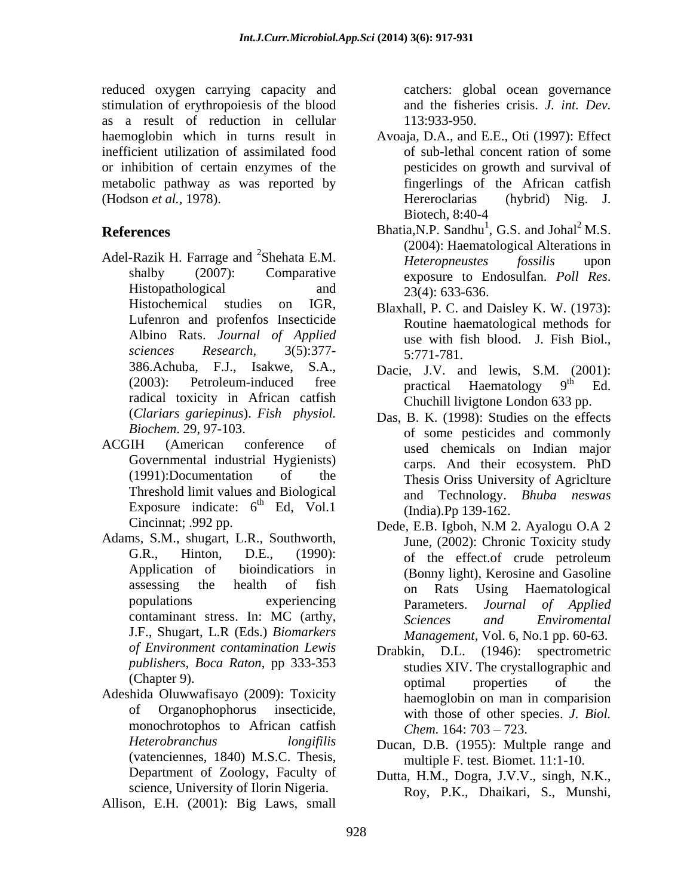reduced oxygen carrying capacity and stimulation of erythropoiesis of the blood as a result of reduction in cellular haemoglobin which in turns result in inefficient utilization of assimilated food or inhibition of certain enzymes of the metabolic pathway as was reported by (Hodson *et al.,* 1978).

## References

Adel-Razik H. Farrage and [2]Shehata E.M. shalby (2007): Comparative Histopathological and Histochemical studies on IGR, Lufenron and profenfos Insecticide Albino Rats. *Journal of Applied sciences Research,* 3(5):377-386.Achuba, F.J., Isakwe, S.A., (2003): Petroleum-induced free radical toxicity in African catfish (*Clariars gariepinus*). *Fish physiol. Biochem*. 29, 97-103.

ACGIH (American conference of Governmental industrial Hygienists) (1991):Documentation of the Threshold limit values and Biological Exposure indicate: 6th Ed, Vol.1 Cincinnat; .992 pp.

Adams, S.M., shugart, L.R., Southworth, G.R., Hinton, D.E., (1990): Application of bioindicatiors in assessing the health of fish populations experiencing contaminant stress. In: MC (arthy, J.F., Shugart, L.R (Eds.) *Biomarkers of Environment contamination Lewis publishers, Boca Raton*, pp 333-353 (Chapter 9).

Adeshida Oluwwafisayo (2009): Toxicity of Organophophorus insecticide, monochrotophos to African catfish *Heterobranchus longifilis* (vatenciennes, 1840) M.S.C. Thesis, Department of Zoology, Faculty of science, University of Ilorin Nigeria.

Allison, E.H. (2001): Big Laws, small catchers: global ocean governance and the fisheries crisis. *J. int. Dev.* 113:933-950.

Avoaja, D.A., and E.E., Oti (1997): Effect of sub-lethal concent ration of some pesticides on growth and survival of fingerlings of the African catfish Hereroclarias (hybrid) Nig. J. Biotech, 8:40-4

Bhatia,N.P. Sandhu[1], G.S. and Johal[2] M.S. (2004): Haematological Alterations in *Heteropneustes fossilis* upon exposure to Endosulfan. *Poll Res*. 23(4): 633-636.

Blaxhall, P. C. and Daisley K. W. (1973): Routine haematological methods for use with fish blood. J. Fish Biol., 5:771-781.

Dacie, J.V. and lewis, S.M. (2001): practical Haematology 9th Ed. Chuchill livigtone London 633 pp.

Das, B. K. (1998): Studies on the effects of some pesticides and commonly used chemicals on Indian major carps. And their ecosystem. PhD Thesis Oriss University of Agriclture and Technology. *Bhuba neswas* (India).Pp 139-162.

Dede, E.B. Igboh, N.M 2. Ayalogu O.A 2 June, (2002): Chronic Toxicity study of the effect.of crude petroleum (Bonny light), Kerosine and Gasoline on Rats Using Haematological Parameters. *Journal of Applied Sciences and Enviromental Management,* Vol. 6, No.1 pp. 60-63.

Drabkin, D.L. (1946): spectrometric studies XIV. The crystallographic and optimal properties of the haemoglobin on man in comparision with those of other species. *J. Biol. Chem.* 164: 703 – 723.

Ducan, D.B. (1955): Multple range and multiple F. test. Biomet. 11:1-10.

Dutta, H.M., Dogra, J.V.V., singh, N.K., Roy, P.K., Dhaikari, S., Munshi,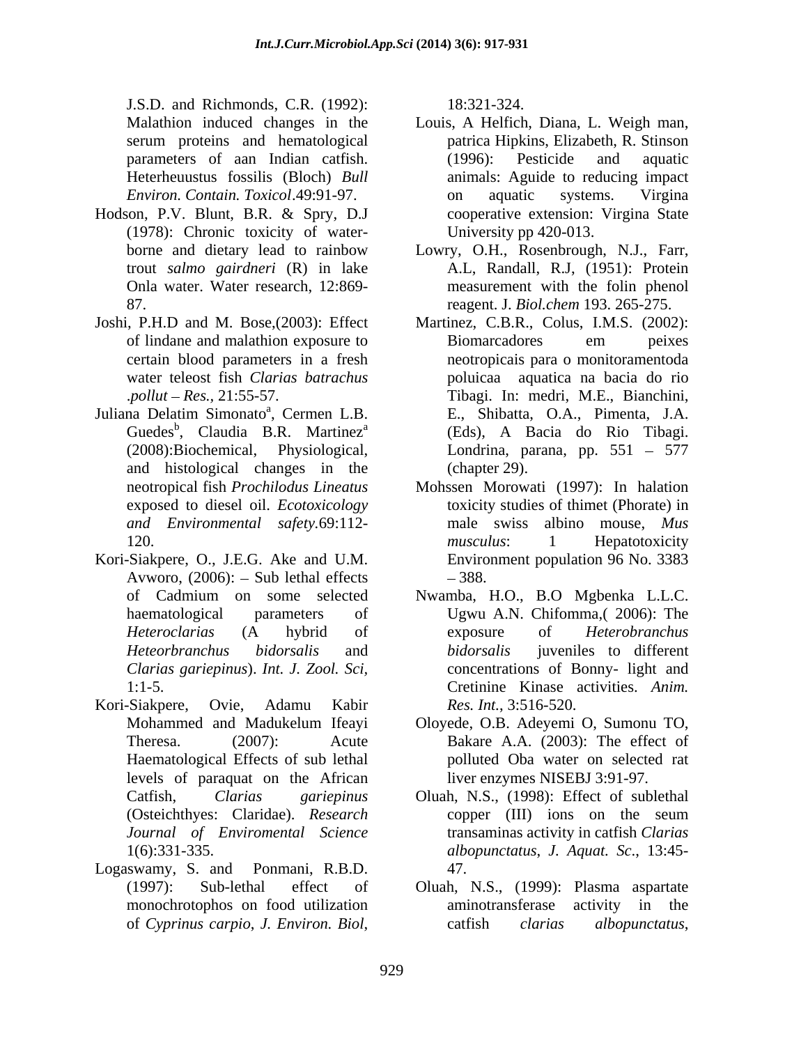J.S.D. and Richmonds, C.R. (1992): Malathion induced changes in the serum proteins and hematological parameters of aan Indian catfish. Heterheuustus fossilis (Bloch) *Bull Environ. Contain. Toxicol*.49:91-97.

Hodson, P.V. Blunt, B.R. & Spry, D.J (1978): Chronic toxicity of water-borne and dietary lead to rainbow trout *salmo gairdneri* (R) in lake Onla water. Water research, 12:869-87.

Joshi, P.H.D and M. Bose,(2003): Effect of lindane and malathion exposure to certain blood parameters in a fresh water teleost fish *Clarias batrachus .pollut – Res.*, 21:55-57.

Juliana Delatim Simonato[a], Cermen L.B. Guedes[b], Claudia B.R. Martinez[a] (2008):Biochemical, Physiological, and histological changes in the neotropical fish *Prochilodus Lineatus* exposed to diesel oil. *Ecotoxicology and Environmental safety.*69:112-120.

Kori-Siakpere, O., J.E.G. Ake and U.M. Avworo, (2006): – Sub lethal effects of Cadmium on some selected haematological parameters of *Heteroclarias* (A hybrid of *Heteorbranchus bidorsalis* and *Clarias gariepinus*). *Int. J. Zool. Sci,* 1:1-5.

Kori-Siakpere, Ovie, Adamu Kabir Mohammed and Madukelum Ifeayi Theresa. (2007): Acute Haematological Effects of sub lethal levels of paraquat on the African Catfish, *Clarias gariepinus* (Osteichthyes: Claridae). *Research Journal of Enviromental Science* 1(6):331-335.

Logaswamy, S. and Ponmani, R.B.D. (1997): Sub-lethal effect of monochrotophos on food utilization of *Cyprinus carpio*, *J. Environ. Biol*, 18:321-324.

Louis, A Helfich, Diana, L. Weigh man, patrica Hipkins, Elizabeth, R. Stinson (1996): Pesticide and aquatic animals: Aguide to reducing impact on aquatic systems. Virgina cooperative extension: Virgina State University pp 420-013.

Lowry, O.H., Rosenbrough, N.J., Farr, A.L, Randall, R.J, (1951): Protein measurement with the folin phenol reagent. J. *Biol.chem* 193. 265-275.

Martinez, C.B.R., Colus, I.M.S. (2002): Biomarcadores em peixes neotropicais para o monitoramentoda poluicaa aquatica na bacia do rio Tibagi. In: medri, M.E., Bianchini, E., Shibatta, O.A., Pimenta, J.A. (Eds), A Bacia do Rio Tibagi. Londrina, parana, pp. 551 – 577 (chapter 29).

Mohssen Morowati (1997): In halation toxicity studies of thimet (Phorate) in male swiss albino mouse, *Mus musculus*: 1 Hepatotoxicity Environment population 96 No. 3383 – 388.

Nwamba, H.O., B.O Mgbenka L.L.C. Ugwu A.N. Chifomma,( 2006): The exposure of *Heterobranchus bidorsalis* juveniles to different concentrations of Bonny- light and Cretinine Kinase activities. *Anim. Res. Int.*, 3:516-520.

Oloyede, O.B. Adeyemi O, Sumonu TO, Bakare A.A. (2003): The effect of polluted Oba water on selected rat liver enzymes NISEBJ 3:91-97.

Oluah, N.S., (1998): Effect of sublethal copper (III) ions on the seum transaminas activity in catfish *Clarias albopunctatus*, *J. Aquat. Sc*., 13:45-47.

Oluah, N.S., (1999): Plasma aspartate aminotransferase activity in the catfish *clarias albopunctatus*,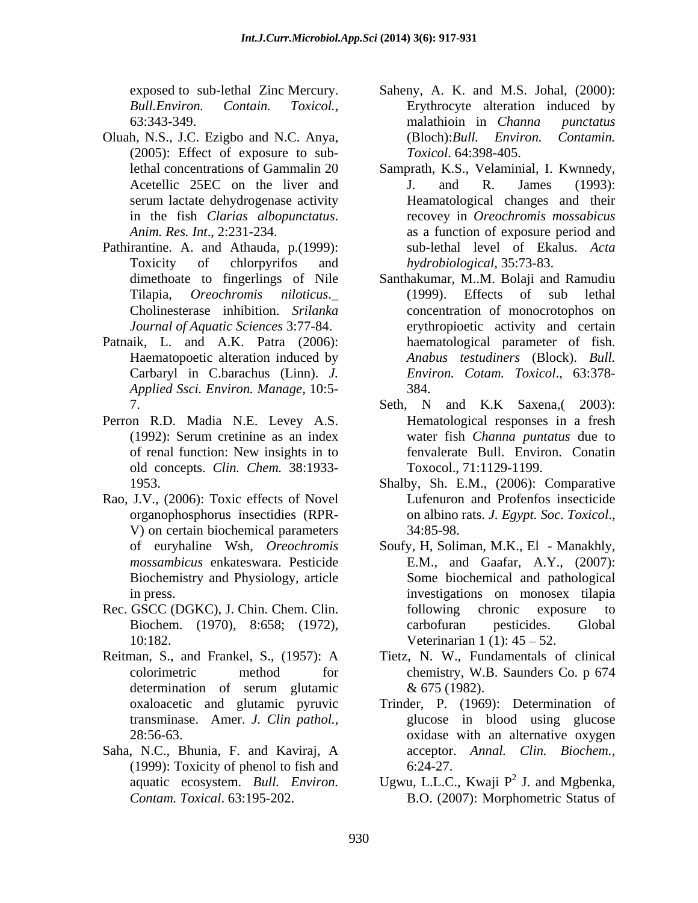exposed to sub-lethal Zinc Mercury. *Bull.Environ. Contain. Toxicol.*, 63:343-349.

Oluah, N.S., J.C. Ezigbo and N.C. Anya, (2005): Effect of exposure to sub-lethal concentrations of Gammalin 20 Acetellic 25EC on the liver and serum lactate dehydrogenase activity in the fish *Clarias albopunctatus*. *Anim. Res. Int*., 2:231-234.

Pathirantine. A. and Athauda, p.(1999): Toxicity of chlorpyrifos and dimethoate to fingerlings of Nile Tilapia, *Oreochromis niloticus*._ Cholinesterase inhibition. *Srilanka Journal of Aquatic Sciences* 3:77-84.

Patnaik, L. and A.K. Patra (2006): Haematopoetic alteration induced by Carbaryl in C.barachus (Linn). *J. Applied Ssci. Environ. Manage*, 10:5-7.

Perron R.D. Madia N.E. Levey A.S. (1992): Serum cretinine as an index of renal function: New insights in to old concepts. *Clin. Chem.* 38:1933-1953.

Rao, J.V., (2006): Toxic effects of Novel organophosphorus insectidies (RPR-V) on certain biochemical parameters of euryhaline Wsh, *Oreochromis mossambicus* enkateswara. Pesticide Biochemistry and Physiology, article in press.

Rec. GSCC (DGKC), J. Chin. Chem. Clin. Biochem. (1970), 8:658; (1972), 10:182.

Reitman, S., and Frankel, S., (1957): A colorimetric method for determination of serum glutamic oxaloacetic and glutamic pyruvic transminase. Amer. *J. Clin pathol.,* 28:56-63.

Saha, N.C., Bhunia, F. and Kaviraj, A (1999): Toxicity of phenol to fish and aquatic ecosystem. *Bull. Environ. Contam. Toxical*. 63:195-202.

Saheny, A. K. and M.S. Johal, (2000): Erythrocyte alteration induced by malathioin in *Channa punctatus* (Bloch):*Bull. Environ. Contamin. Toxicol*. 64:398-405.

Samprath, K.S., Velaminial, I. Kwnnedy, J. and R. James (1993): Heamatological changes and their recovey in *Oreochromis mossabicus* as a function of exposure period and sub-lethal level of Ekalus. *Acta hydrobiological*, 35:73-83.

Santhakumar, M..M. Bolaji and Ramudiu (1999). Effects of sub lethal concentration of monocrotophos on erythropioetic activity and certain haematological parameter of fish. *Anabus testudiners* (Block). *Bull. Environ. Cotam. Toxicol*., 63:378-384.

Seth, N and K.K Saxena,( 2003): Hematological responses in a fresh water fish *Channa puntatus* due to fenvalerate Bull. Environ. Conatin Toxocol., 71:1129-1199.

Shalby, Sh. E.M., (2006): Comparative Lufenuron and Profenfos insecticide on albino rats. *J. Egypt. Soc. Toxicol*., 34:85-98.

Soufy, H, Soliman, M.K., El - Manakhly, E.M., and Gaafar, A.Y., (2007): Some biochemical and pathological investigations on monosex tilapia following chronic exposure to carbofuran pesticides. Global Veterinarian 1 (1): 45 – 52.

Tietz, N. W., Fundamentals of clinical chemistry, W.B. Saunders Co. p 674 & 675 (1982).

Trinder, P. (1969): Determination of glucose in blood using glucose oxidase with an alternative oxygen acceptor. *Annal. Clin. Biochem.,* 6:24-27.

Ugwu, L.L.C., Kwaji P[2] J. and Mgbenka, B.O. (2007): Morphometric Status of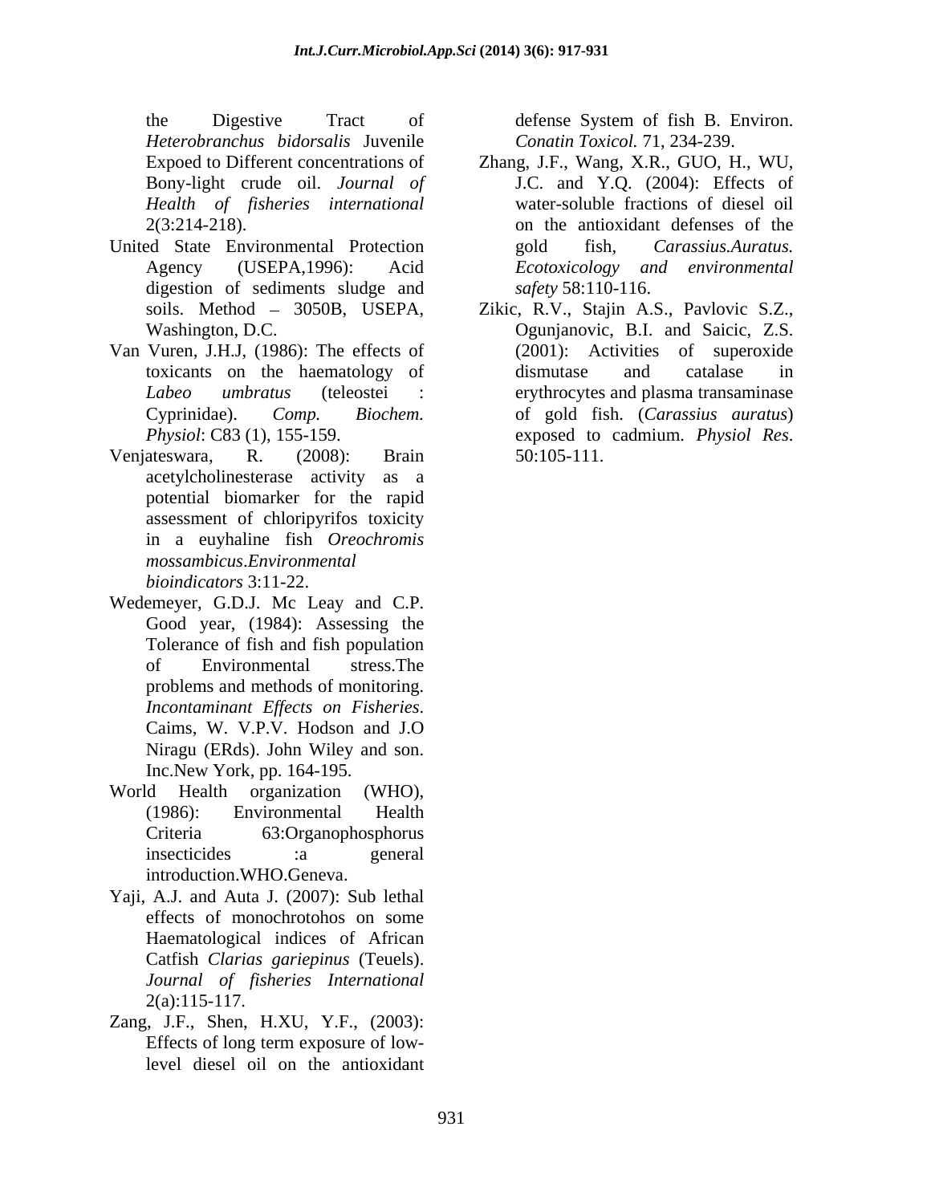the Digestive Tract of *Heterobranchus bidorsalis* Juvenile Expoed to Different concentrations of Bony-light crude oil. *Journal of Health of fisheries international* 2(3:214-218).

United State Environmental Protection Agency (USEPA,1996): Acid digestion of sediments sludge and soils. Method – 3050B, USEPA, Washington, D.C.

Van Vuren, J.H.J, (1986): The effects of toxicants on the haematology of *Labeo umbratus* (teleostei : Cyprinidae). *Comp. Biochem. Physiol*: C83 (1), 155-159.

Venjateswara, R. (2008): Brain acetylcholinesterase activity as a potential biomarker for the rapid assessment of chloripyrifos toxicity in a euyhaline fish *Oreochromis mossambicus*.*Environmental bioindicators* 3:11-22.

Wedemeyer, G.D.J. Mc Leay and C.P. Good year, (1984): Assessing the Tolerance of fish and fish population of Environmental stress.The problems and methods of monitoring. *Incontaminant Effects on Fisheries*. Caims, W. V.P.V. Hodson and J.O Niragu (ERds). John Wiley and son. Inc.New York, pp. 164-195.

World Health organization (WHO), (1986): Environmental Health Criteria 63:Organophosphorus insecticides :a general introduction.WHO.Geneva.

Yaji, A.J. and Auta J. (2007): Sub lethal effects of monochrotohos on some Haematological indices of African Catfish *Clarias gariepinus* (Teuels). *Journal of fisheries International* 2(a):115-117.

Zang, J.F., Shen, H.XU, Y.F., (2003): Effects of long term exposure of low-level diesel oil on the antioxidant defense System of fish B. Environ. *Conatin Toxicol.* 71, 234-239.

Zhang, J.F., Wang, X.R., GUO, H., WU, J.C. and Y.Q. (2004): Effects of water-soluble fractions of diesel oil on the antioxidant defenses of the gold fish, *Carassius.Auratus. Ecotoxicology and environmental safety* 58:110-116.

Zikic, R.V., Stajin A.S., Pavlovic S.Z., Ogunjanovic, B.I. and Saicic, Z.S. (2001): Activities of superoxide dismutase and catalase in erythrocytes and plasma transaminase of gold fish. (*Carassius auratus*) exposed to cadmium. *Physiol Res*. 50:105-111.